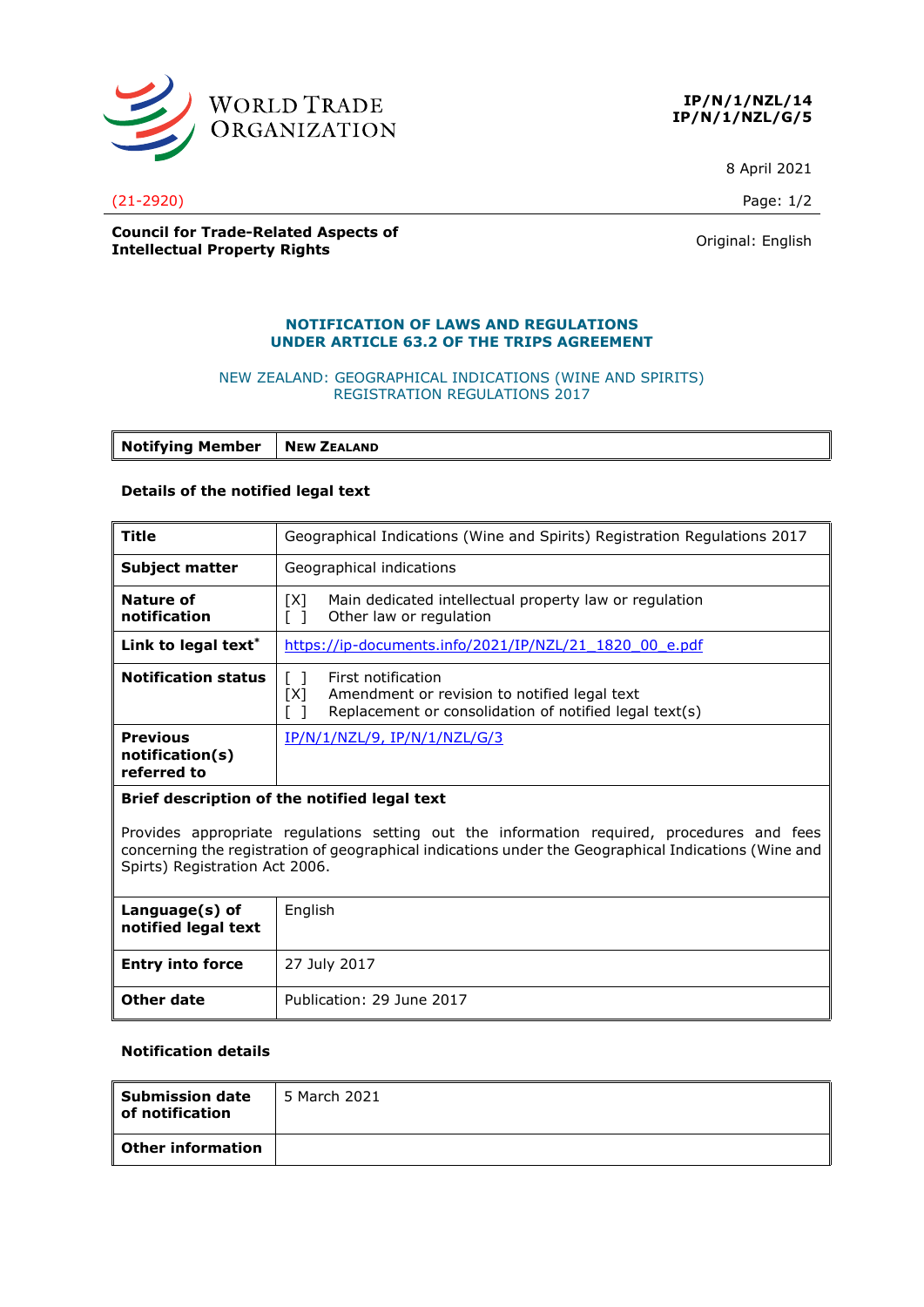WORLD TRADE ORGANIZATION

**IP/N/1/NZL/14**
**IP/N/1/NZL/G/5**

8 April 2021

(21-2920)

**Council for Trade-Related Aspects of Intellectual Property Rights**

Original: English

## NOTIFICATION OF LAWS AND REGULATIONS UNDER ARTICLE 63.2 OF THE TRIPS AGREEMENT

NEW ZEALAND: GEOGRAPHICAL INDICATIONS (WINE AND SPIRITS) REGISTRATION REGULATIONS 2017

| **Notifying Member** | **NEW ZEALAND** |
|---|---|

**Details of the notified legal text**

| | |
|---|---|
| **Title** | Geographical Indications (Wine and Spirits) Registration Regulations 2017 |
| **Subject matter** | Geographical indications |
| **Nature of notification** | [X] Main dedicated intellectual property law or regulation<br>[ ] Other law or regulation |
| **Link to legal text*** | https://ip-documents.info/2021/IP/NZL/21_1820_00_e.pdf |
| **Notification status** | [ ] First notification<br>[X] Amendment or revision to notified legal text<br>[ ] Replacement or consolidation of notified legal text(s) |
| **Previous notification(s) referred to** | IP/N/1/NZL/9, IP/N/1/NZL/G/3 |
| **Brief description of the notified legal text** | Provides appropriate regulations setting out the information required, procedures and fees concerning the registration of geographical indications under the Geographical Indications (Wine and Spirts) Registration Act 2006. |
| **Language(s) of notified legal text** | English |
| **Entry into force** | 27 July 2017 |
| **Other date** | Publication: 29 June 2017 |

**Notification details**

| | |
|---|---|
| **Submission date of notification** | 5 March 2021 |
| **Other information** | |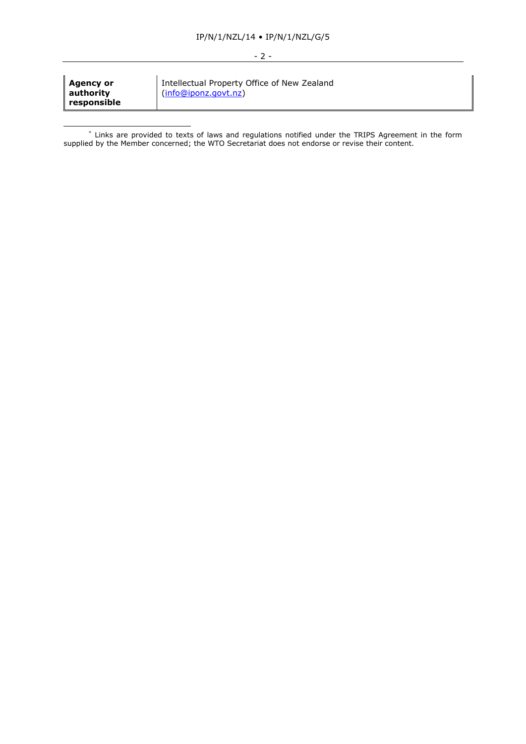| | |
|---|---|
| **Agency or authority responsible** | Intellectual Property Office of New Zealand (info@iponz.govt.nz) |

[*] Links are provided to texts of laws and regulations notified under the TRIPS Agreement in the form supplied by the Member concerned; the WTO Secretariat does not endorse or revise their content.